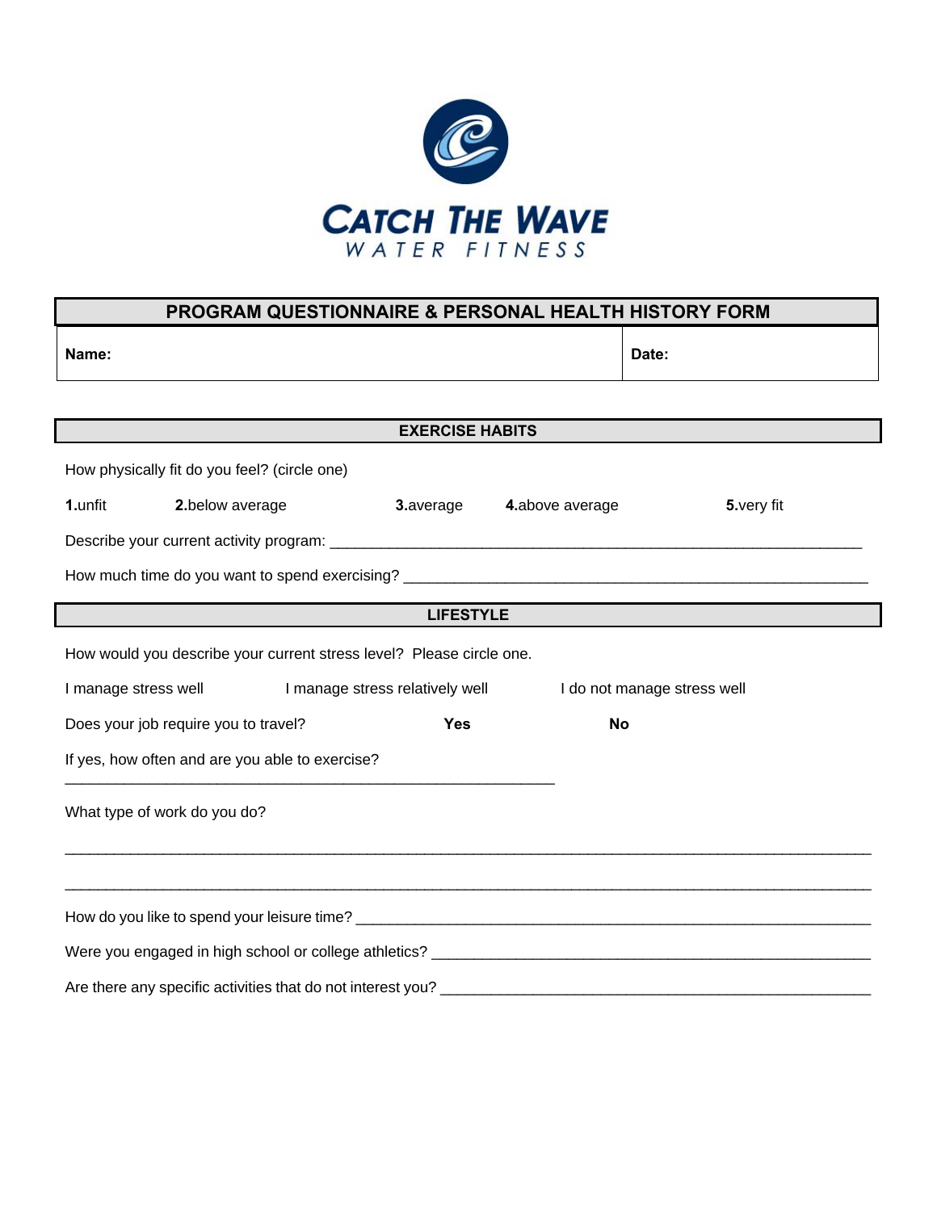# CATCH THE WAVE
WATER FITNESS

## PROGRAM QUESTIONNAIRE & PERSONAL HEALTH HISTORY FORM

| **Name:** | **Date:** |
|---|---|

### EXERCISE HABITS

How physically fit do you feel? (circle one)

**1.**unfit **2.**below average **3.**average **4.**above average **5.**very fit

Describe your current activity program: ___________________________________________________________________

How much time do you want to spend exercising? ___________________________________________________________

### LIFESTYLE

How would you describe your current stress level? Please circle one.

I manage stress well I manage stress relatively well I do not manage stress well

Does your job require you to travel? **Yes** **No**

If yes, how often and are you able to exercise?

______________________________________________________________

What type of work do you do?

_____________________________________________________________________________________________________

_____________________________________________________________________________________________________

How do you like to spend your leisure time? _________________________________________________________________

Were you engaged in high school or college athletics? _______________________________________________________

Are there any specific activities that do not interest you? _____________________________________________________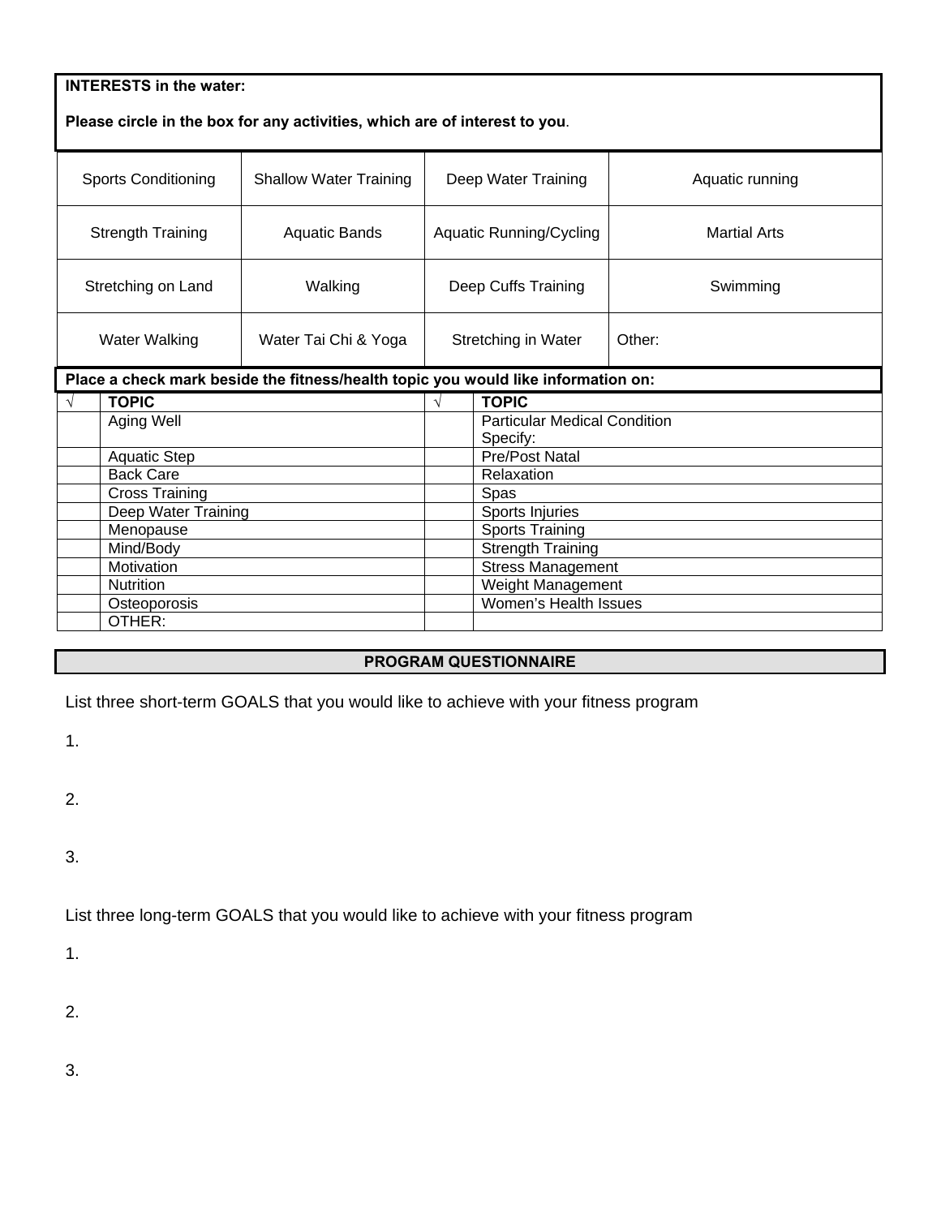**INTERESTS in the water:**

**Please circle in the box for any activities, which are of interest to you**.

| | | | |
|---|---|---|---|
| Sports Conditioning | Shallow Water Training | Deep Water Training | Aquatic running |
| Strength Training | Aquatic Bands | Aquatic Running/Cycling | Martial Arts |
| Stretching on Land | Walking | Deep Cuffs Training | Swimming |
| Water Walking | Water Tai Chi & Yoga | Stretching in Water | Other: |

**Place a check mark beside the fitness/health topic you would like information on:**

| √ | TOPIC | √ | TOPIC |
|---|---|---|---|
| | Aging Well | | Particular Medical Condition Specify: |
| | Aquatic Step | | Pre/Post Natal |
| | Back Care | | Relaxation |
| | Cross Training | | Spas |
| | Deep Water Training | | Sports Injuries |
| | Menopause | | Sports Training |
| | Mind/Body | | Strength Training |
| | Motivation | | Stress Management |
| | Nutrition | | Weight Management |
| | Osteoporosis | | Women's Health Issues |
| | OTHER: | | |

## PROGRAM QUESTIONNAIRE

List three short-term GOALS that you would like to achieve with your fitness program

1.

2.

3.

List three long-term GOALS that you would like to achieve with your fitness program

1.

2.

3.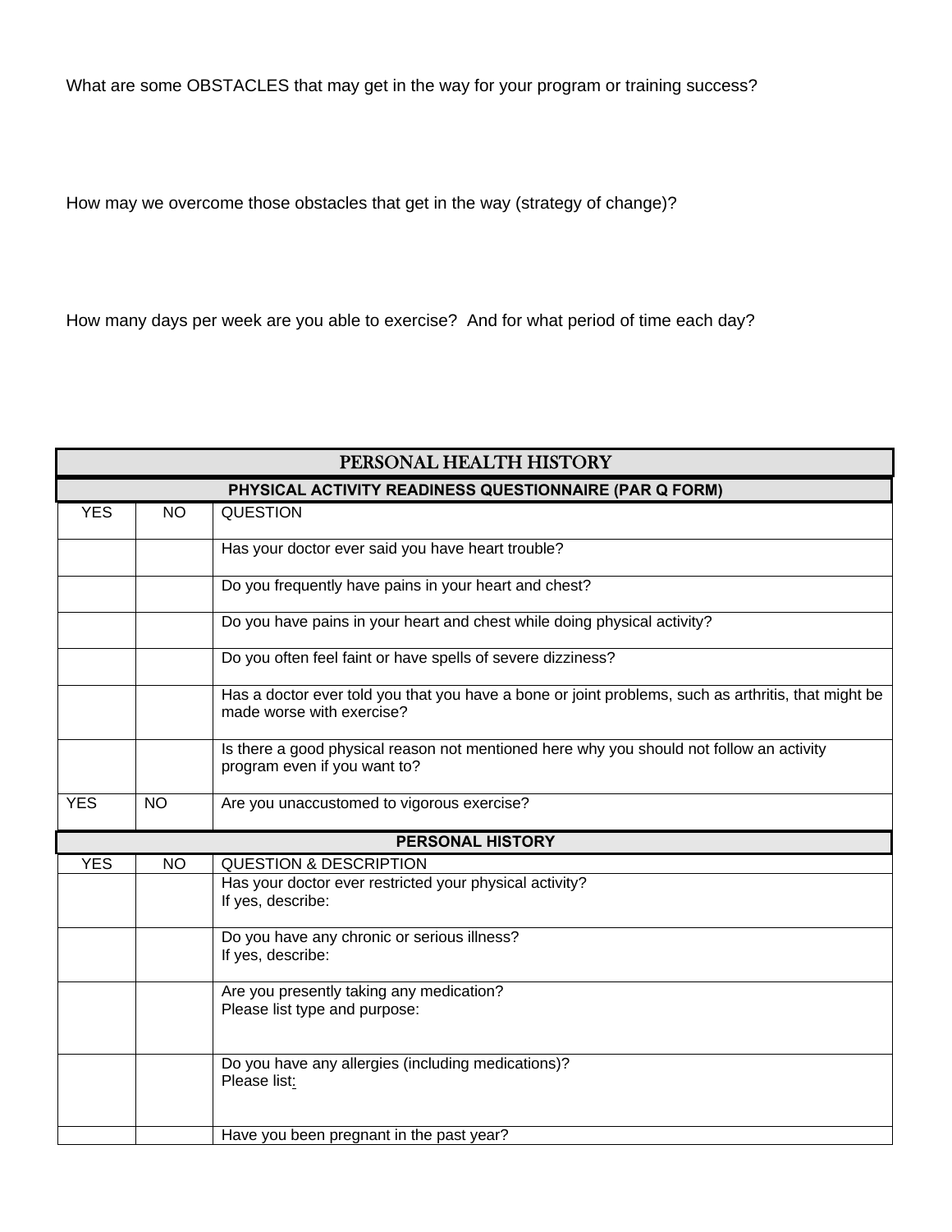What are some OBSTACLES that may get in the way for your program or training success?

How may we overcome those obstacles that get in the way (strategy of change)?

How many days per week are you able to exercise? And for what period of time each day?

## PERSONAL HEALTH HISTORY

| PHYSICAL ACTIVITY READINESS QUESTIONNAIRE (PAR Q FORM) | | |
|---|---|---|
| YES | NO | QUESTION |
| | | Has your doctor ever said you have heart trouble? |
| | | Do you frequently have pains in your heart and chest? |
| | | Do you have pains in your heart and chest while doing physical activity? |
| | | Do you often feel faint or have spells of severe dizziness? |
| | | Has a doctor ever told you that you have a bone or joint problems, such as arthritis, that might be made worse with exercise? |
| | | Is there a good physical reason not mentioned here why you should not follow an activity program even if you want to? |
| YES | NO | Are you unaccustomed to vigorous exercise? |

| PERSONAL HISTORY | | |
|---|---|---|
| YES | NO | QUESTION & DESCRIPTION |
| | | Has your doctor ever restricted your physical activity?<br>If yes, describe: |
| | | Do you have any chronic or serious illness?<br>If yes, describe: |
| | | Are you presently taking any medication?<br>Please list type and purpose: |
| | | Do you have any allergies (including medications)?<br>Please list: |
| | | Have you been pregnant in the past year? |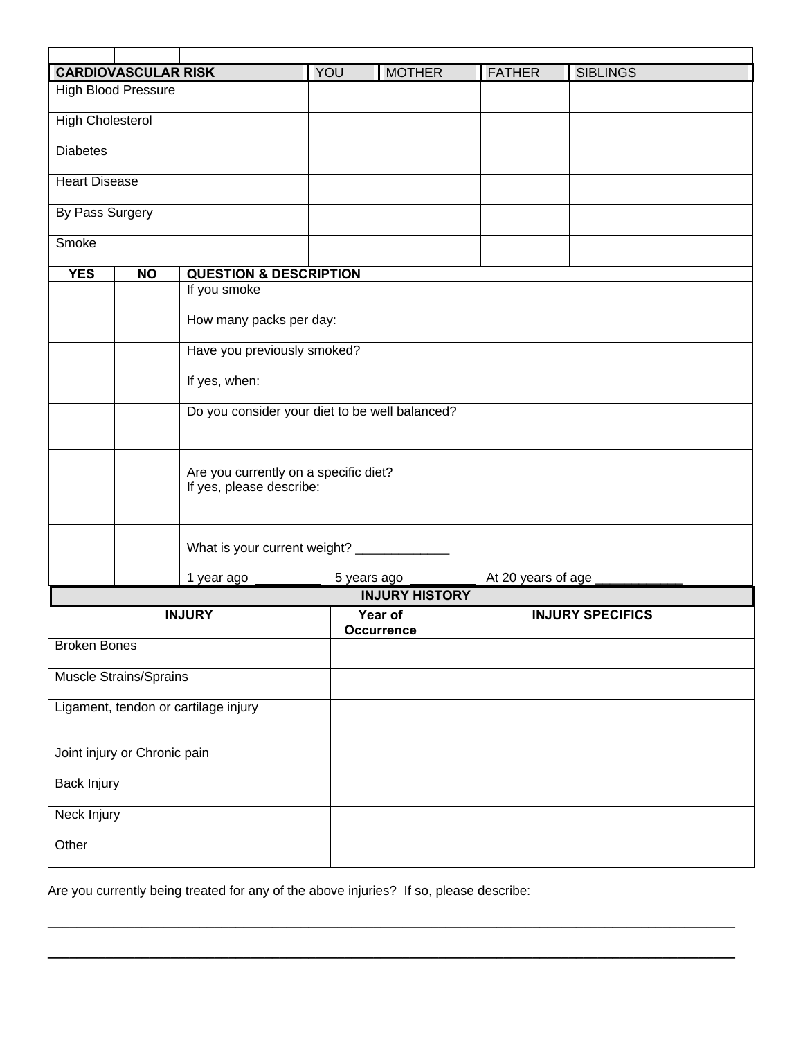| | | |
|---|---|---|
| | | |

| CARDIOVASCULAR RISK | YOU | MOTHER | FATHER | SIBLINGS |
|---|---|---|---|---|
| High Blood Pressure | | | | |
| High Cholesterol | | | | |
| Diabetes | | | | |
| Heart Disease | | | | |
| By Pass Surgery | | | | |
| Smoke | | | | |

| YES | NO | QUESTION & DESCRIPTION |
|---|---|---|
| | | If you smoke<br><br>How many packs per day: |
| | | Have you previously smoked?<br><br>If yes, when: |
| | | Do you consider your diet to be well balanced? |
| | | Are you currently on a specific diet?<br>If yes, please describe: |
| | | What is your current weight? _____________<br><br>1 year ago _________ 5 years ago _________ At 20 years of age ____________ |

## INJURY HISTORY

| INJURY | Year of Occurrence | INJURY SPECIFICS |
|---|---|---|
| Broken Bones | | |
| Muscle Strains/Sprains | | |
| Ligament, tendon or cartilage injury | | |
| Joint injury or Chronic pain | | |
| Back Injury | | |
| Neck Injury | | |
| Other | | |

Are you currently being treated for any of the above injuries? If so, please describe:

_______________________________________________________________________________

_______________________________________________________________________________